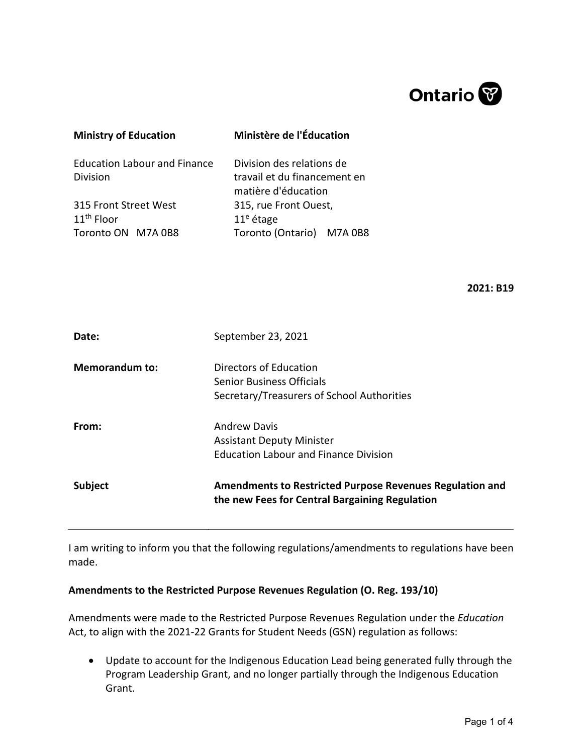Ontario

| Ministry of Education | Ministère de l'Éducation |
| --- | --- |
| Education Labour and Finance Division | Division des relations de travail et du financement en matière d'éducation |
| 315 Front Street West<br>11th Floor<br>Toronto ON M7A 0B8 | 315, rue Front Ouest,<br>11e étage<br>Toronto (Ontario) M7A 0B8 |

**2021: B19**

**Date:** September 23, 2021

**Memorandum to:** Directors of Education
Senior Business Officials
Secretary/Treasurers of School Authorities

**From:** Andrew Davis
Assistant Deputy Minister
Education Labour and Finance Division

**Subject** **Amendments to Restricted Purpose Revenues Regulation and the new Fees for Central Bargaining Regulation**

---

I am writing to inform you that the following regulations/amendments to regulations have been made.

**Amendments to the Restricted Purpose Revenues Regulation (O. Reg. 193/10)**

Amendments were made to the Restricted Purpose Revenues Regulation under the *Education* Act, to align with the 2021-22 Grants for Student Needs (GSN) regulation as follows:

- Update to account for the Indigenous Education Lead being generated fully through the Program Leadership Grant, and no longer partially through the Indigenous Education Grant.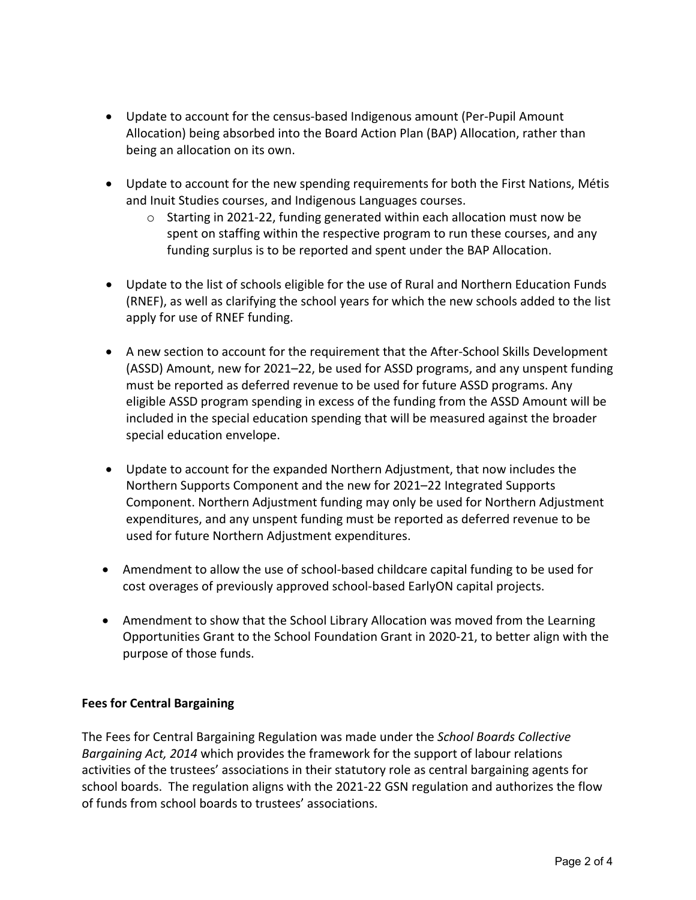- Update to account for the census-based Indigenous amount (Per-Pupil Amount Allocation) being absorbed into the Board Action Plan (BAP) Allocation, rather than being an allocation on its own.

- Update to account for the new spending requirements for both the First Nations, Métis and Inuit Studies courses, and Indigenous Languages courses.
  - Starting in 2021-22, funding generated within each allocation must now be spent on staffing within the respective program to run these courses, and any funding surplus is to be reported and spent under the BAP Allocation.

- Update to the list of schools eligible for the use of Rural and Northern Education Funds (RNEF), as well as clarifying the school years for which the new schools added to the list apply for use of RNEF funding.

- A new section to account for the requirement that the After-School Skills Development (ASSD) Amount, new for 2021–22, be used for ASSD programs, and any unspent funding must be reported as deferred revenue to be used for future ASSD programs. Any eligible ASSD program spending in excess of the funding from the ASSD Amount will be included in the special education spending that will be measured against the broader special education envelope.

- Update to account for the expanded Northern Adjustment, that now includes the Northern Supports Component and the new for 2021–22 Integrated Supports Component. Northern Adjustment funding may only be used for Northern Adjustment expenditures, and any unspent funding must be reported as deferred revenue to be used for future Northern Adjustment expenditures.

- Amendment to allow the use of school-based childcare capital funding to be used for cost overages of previously approved school-based EarlyON capital projects.

- Amendment to show that the School Library Allocation was moved from the Learning Opportunities Grant to the School Foundation Grant in 2020-21, to better align with the purpose of those funds.

**Fees for Central Bargaining**

The Fees for Central Bargaining Regulation was made under the *School Boards Collective Bargaining Act, 2014* which provides the framework for the support of labour relations activities of the trustees' associations in their statutory role as central bargaining agents for school boards. The regulation aligns with the 2021-22 GSN regulation and authorizes the flow of funds from school boards to trustees' associations.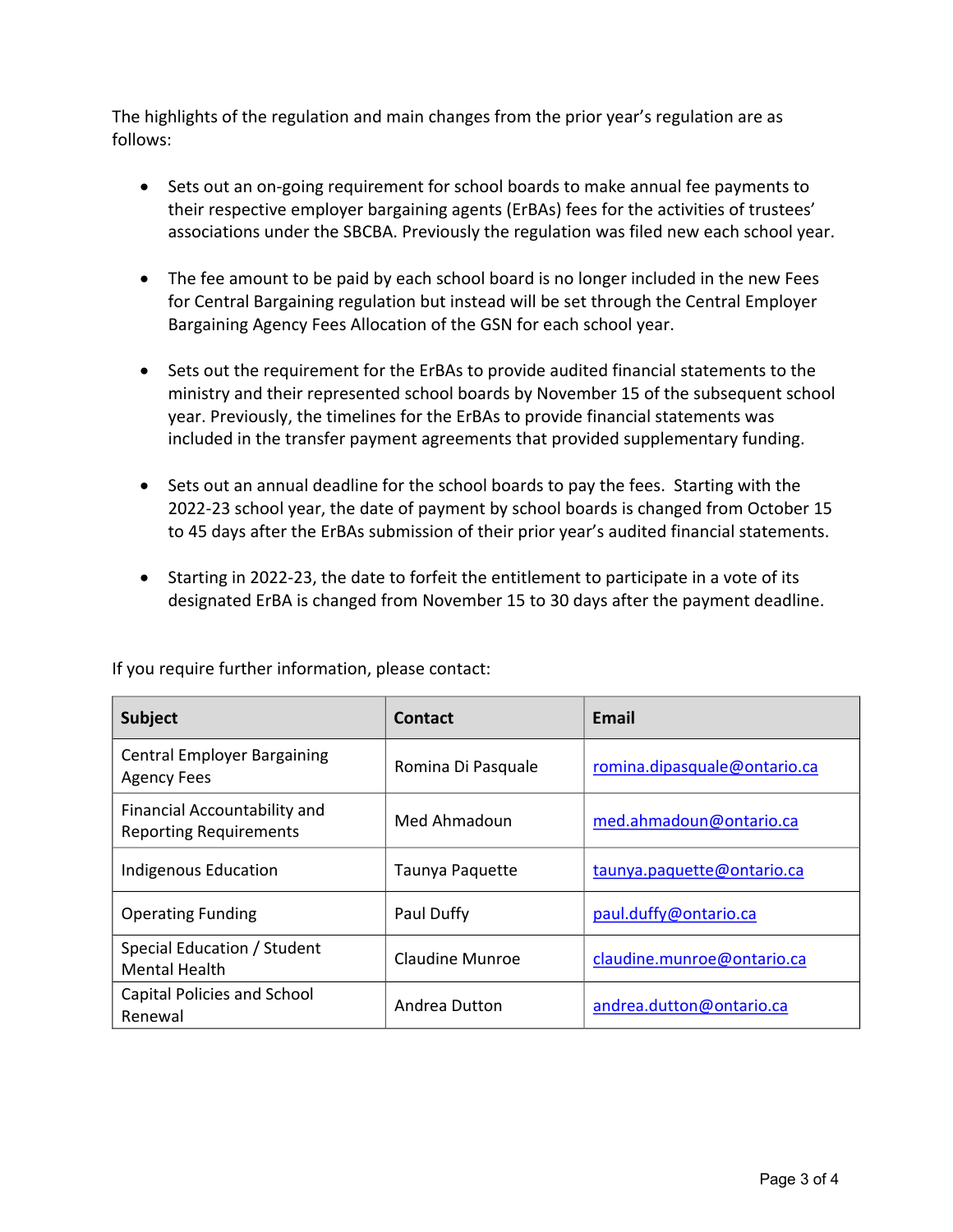The highlights of the regulation and main changes from the prior year's regulation are as follows:

- Sets out an on-going requirement for school boards to make annual fee payments to their respective employer bargaining agents (ErBAs) fees for the activities of trustees' associations under the SBCBA. Previously the regulation was filed new each school year.
- The fee amount to be paid by each school board is no longer included in the new Fees for Central Bargaining regulation but instead will be set through the Central Employer Bargaining Agency Fees Allocation of the GSN for each school year.
- Sets out the requirement for the ErBAs to provide audited financial statements to the ministry and their represented school boards by November 15 of the subsequent school year. Previously, the timelines for the ErBAs to provide financial statements was included in the transfer payment agreements that provided supplementary funding.
- Sets out an annual deadline for the school boards to pay the fees. Starting with the 2022-23 school year, the date of payment by school boards is changed from October 15 to 45 days after the ErBAs submission of their prior year's audited financial statements.
- Starting in 2022-23, the date to forfeit the entitlement to participate in a vote of its designated ErBA is changed from November 15 to 30 days after the payment deadline.

If you require further information, please contact:

| Subject | Contact | Email |
|---|---|---|
| Central Employer Bargaining Agency Fees | Romina Di Pasquale | romina.dipasquale@ontario.ca |
| Financial Accountability and Reporting Requirements | Med Ahmadoun | med.ahmadoun@ontario.ca |
| Indigenous Education | Taunya Paquette | taunya.paquette@ontario.ca |
| Operating Funding | Paul Duffy | paul.duffy@ontario.ca |
| Special Education / Student Mental Health | Claudine Munroe | claudine.munroe@ontario.ca |
| Capital Policies and School Renewal | Andrea Dutton | andrea.dutton@ontario.ca |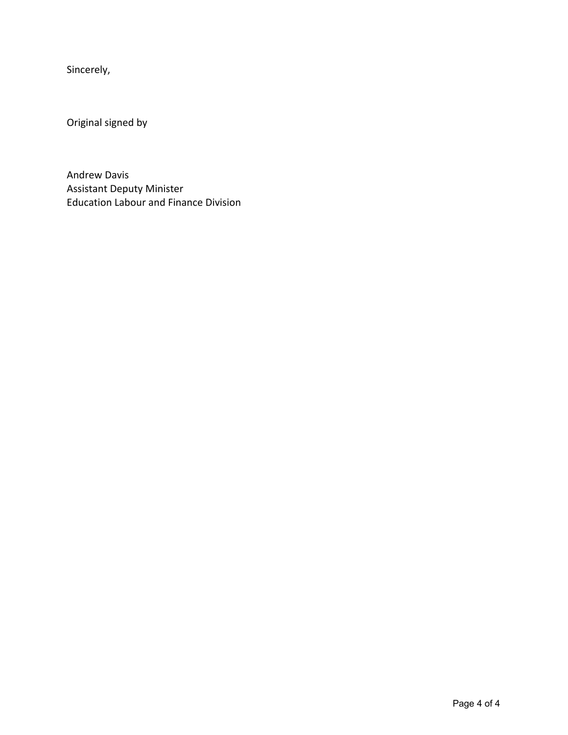Sincerely,

Original signed by

Andrew Davis
Assistant Deputy Minister
Education Labour and Finance Division